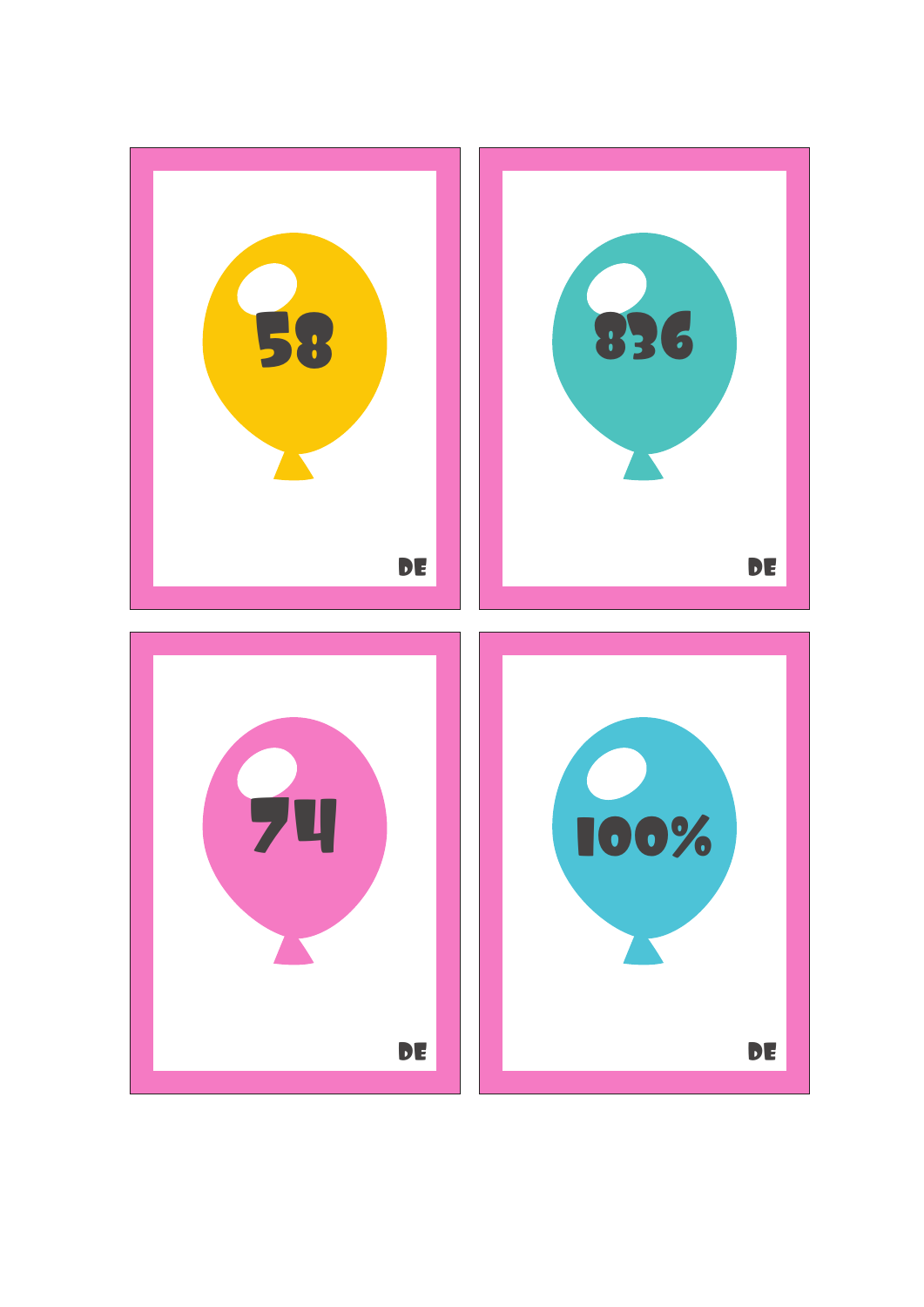58

DE

836

DE

74

DE

100%

DE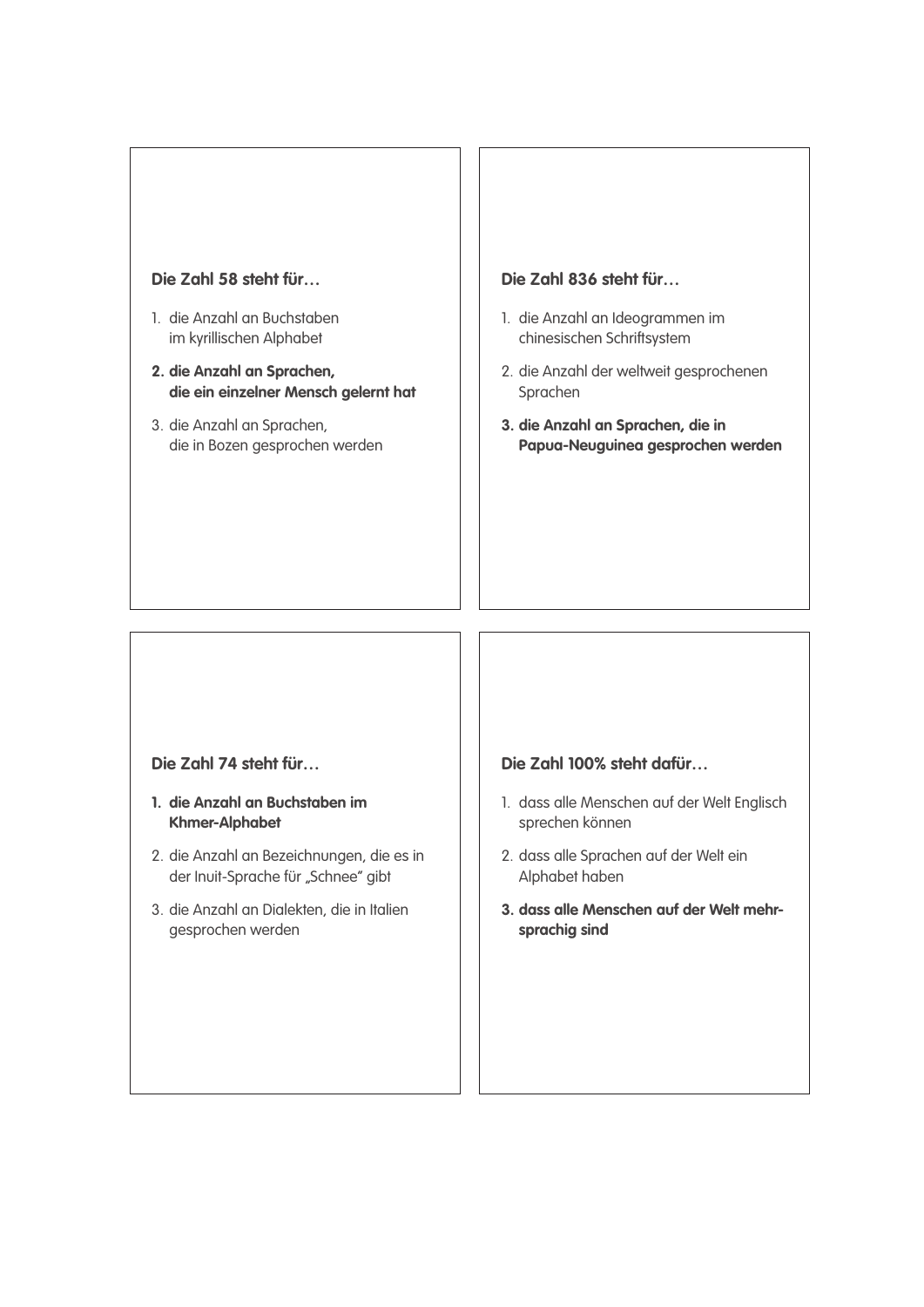**Die Zahl 58 steht für…**

1. die Anzahl an Buchstaben im kyrillischen Alphabet
2. **die Anzahl an Sprachen, die ein einzelner Mensch gelernt hat**
3. die Anzahl an Sprachen, die in Bozen gesprochen werden

**Die Zahl 836 steht für…**

1. die Anzahl an Ideogrammen im chinesischen Schriftsystem
2. die Anzahl der weltweit gesprochenen Sprachen
3. **die Anzahl an Sprachen, die in Papua-Neuguinea gesprochen werden**

**Die Zahl 74 steht für…**

1. **die Anzahl an Buchstaben im Khmer-Alphabet**
2. die Anzahl an Bezeichnungen, die es in der Inuit-Sprache für „Schnee" gibt
3. die Anzahl an Dialekten, die in Italien gesprochen werden

**Die Zahl 100% steht dafür…**

1. dass alle Menschen auf der Welt Englisch sprechen können
2. dass alle Sprachen auf der Welt ein Alphabet haben
3. **dass alle Menschen auf der Welt mehrsprachig sind**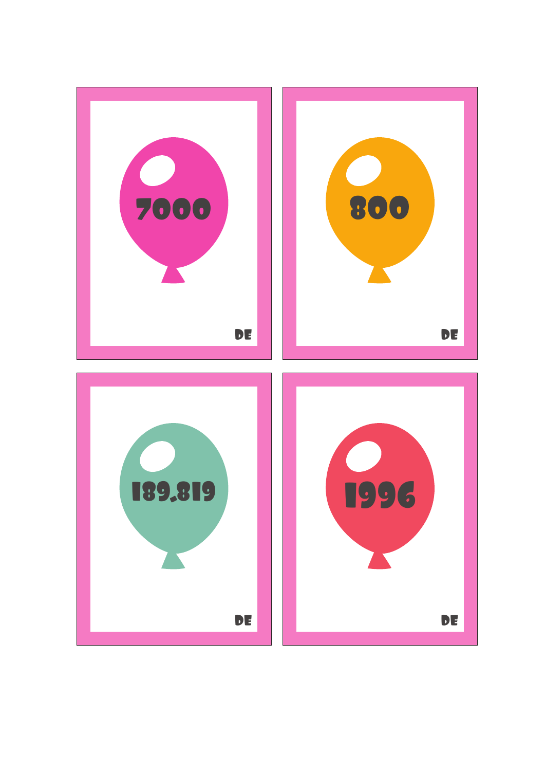7000

DE

800

DE

189,819

DE

1996

DE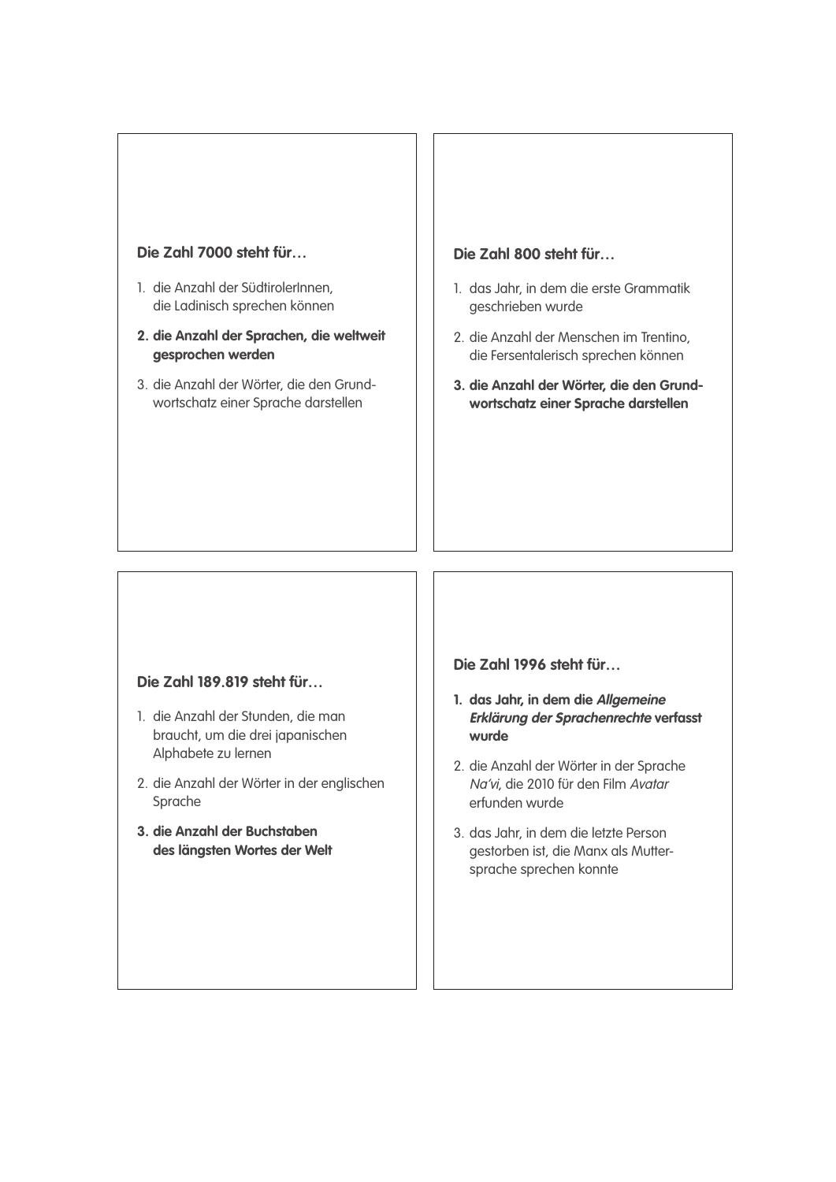**Die Zahl 7000 steht für…**

1. die Anzahl der SüdtirolerInnen, die Ladinisch sprechen können
2. **die Anzahl der Sprachen, die weltweit gesprochen werden**
3. die Anzahl der Wörter, die den Grundwortschatz einer Sprache darstellen

**Die Zahl 800 steht für…**

1. das Jahr, in dem die erste Grammatik geschrieben wurde
2. die Anzahl der Menschen im Trentino, die Fersentalerisch sprechen können
3. **die Anzahl der Wörter, die den Grundwortschatz einer Sprache darstellen**

**Die Zahl 189.819 steht für…**

1. die Anzahl der Stunden, die man braucht, um die drei japanischen Alphabete zu lernen
2. die Anzahl der Wörter in der englischen Sprache
3. **die Anzahl der Buchstaben des längsten Wortes der Welt**

**Die Zahl 1996 steht für…**

1. **das Jahr, in dem die *Allgemeine Erklärung der Sprachenrechte* verfasst wurde**
2. die Anzahl der Wörter in der Sprache *Na'vi*, die 2010 für den Film *Avatar* erfunden wurde
3. das Jahr, in dem die letzte Person gestorben ist, die Manx als Muttersprache sprechen konnte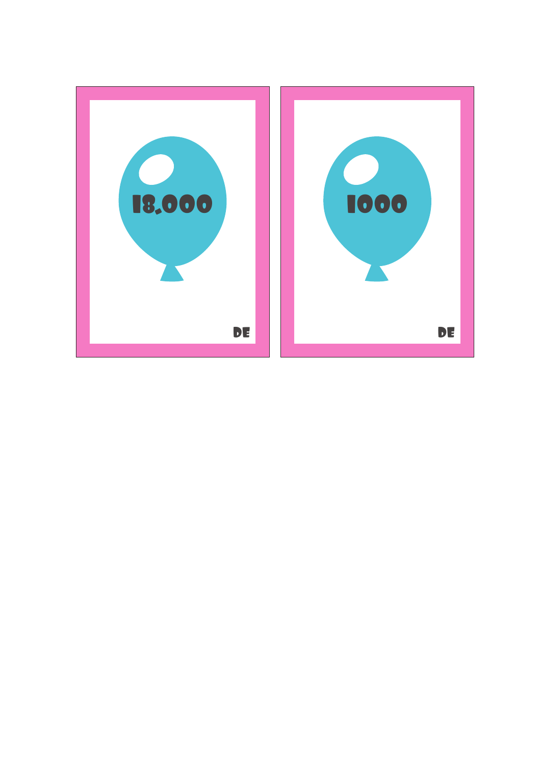18.000

DE

1000

DE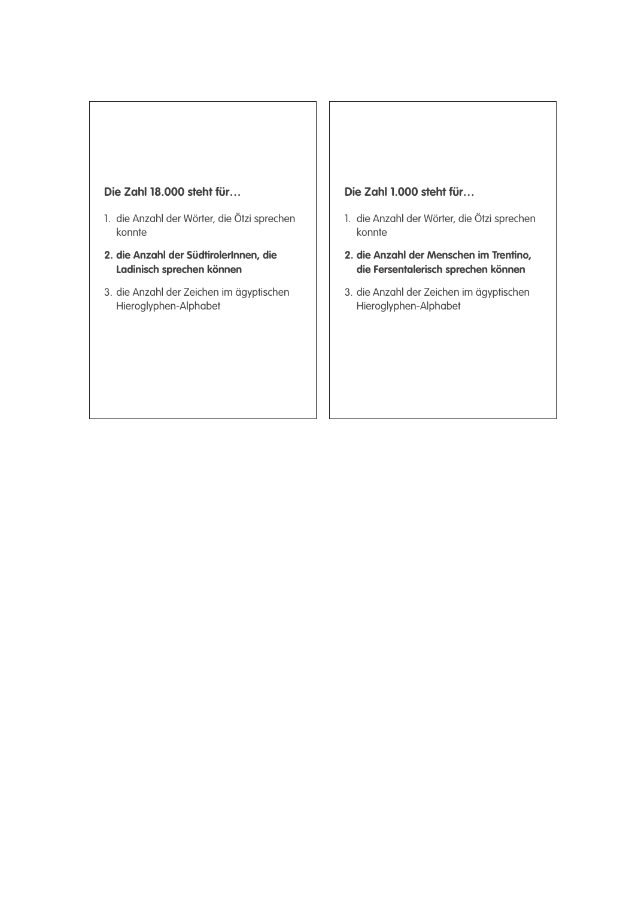**Die Zahl 18.000 steht für…**

1. die Anzahl der Wörter, die Ötzi sprechen konnte
2. **die Anzahl der SüdtirolerInnen, die Ladinisch sprechen können**
3. die Anzahl der Zeichen im ägyptischen Hieroglyphen-Alphabet

**Die Zahl 1.000 steht für…**

1. die Anzahl der Wörter, die Ötzi sprechen konnte
2. **die Anzahl der Menschen im Trentino, die Fersentalerisch sprechen können**
3. die Anzahl der Zeichen im ägyptischen Hieroglyphen-Alphabet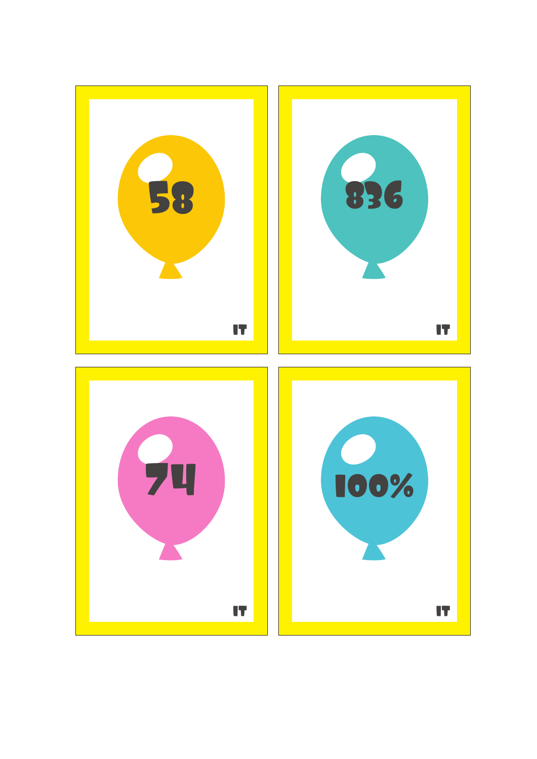58

IT

836

IT

74

IT

100%

IT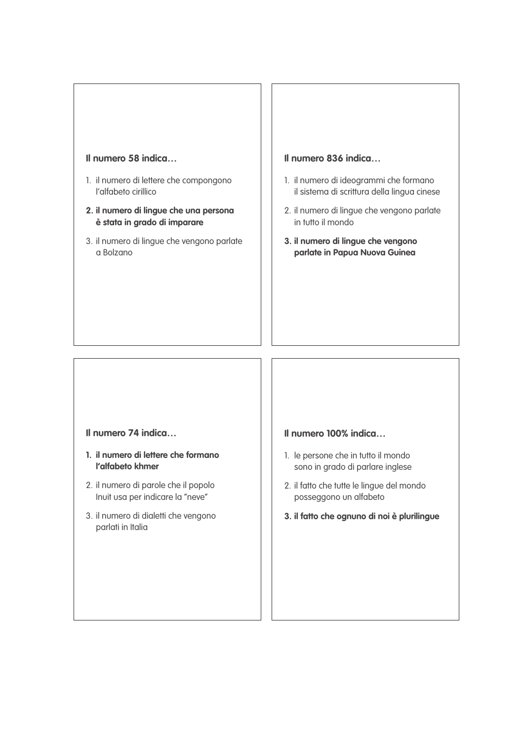**Il numero 58 indica…**

1. il numero di lettere che compongono l'alfabeto cirillico
2. **il numero di lingue che una persona è stata in grado di imparare**
3. il numero di lingue che vengono parlate a Bolzano

**Il numero 836 indica…**

1. il numero di ideogrammi che formano il sistema di scrittura della lingua cinese
2. il numero di lingue che vengono parlate in tutto il mondo
3. **il numero di lingue che vengono parlate in Papua Nuova Guinea**

**Il numero 74 indica…**

1. **il numero di lettere che formano l'alfabeto khmer**
2. il numero di parole che il popolo Inuit usa per indicare la "neve"
3. il numero di dialetti che vengono parlati in Italia

**Il numero 100% indica…**

1. le persone che in tutto il mondo sono in grado di parlare inglese
2. il fatto che tutte le lingue del mondo posseggono un alfabeto
3. **il fatto che ognuno di noi è plurilingue**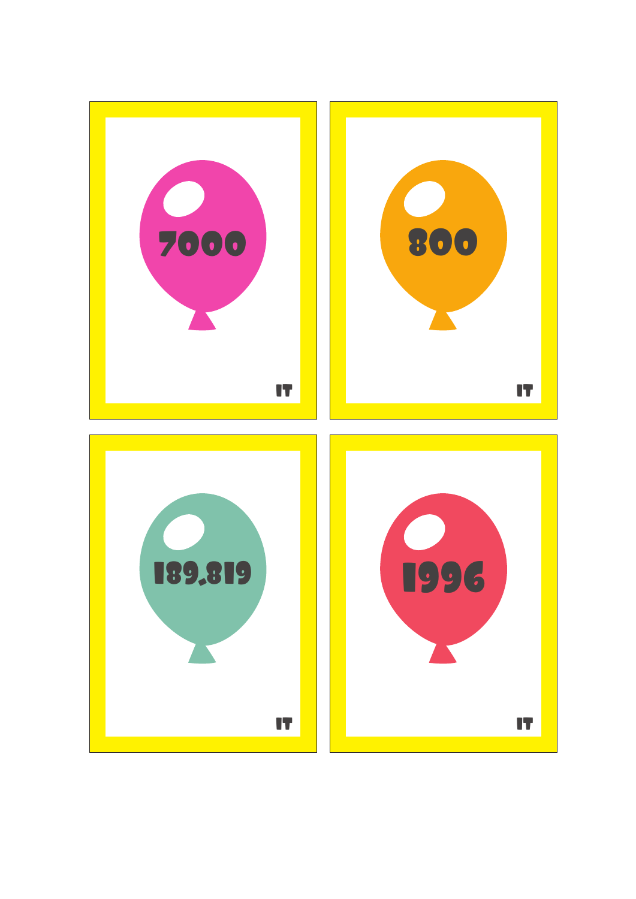7000

IT

800

IT

189,819

IT

1996

IT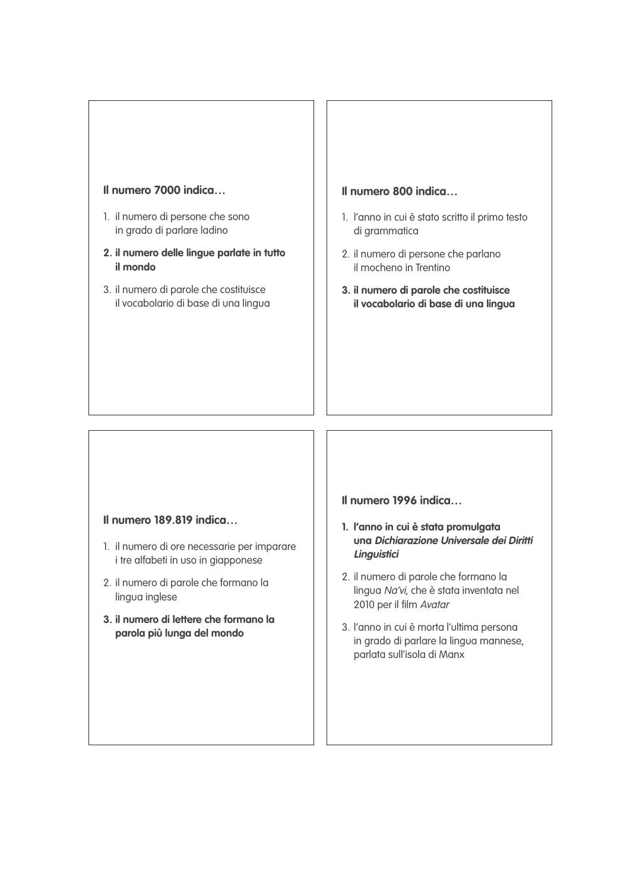**Il numero 7000 indica…**

1. il numero di persone che sono in grado di parlare ladino
2. **il numero delle lingue parlate in tutto il mondo**
3. il numero di parole che costituisce il vocabolario di base di una lingua

**Il numero 800 indica…**

1. l'anno in cui è stato scritto il primo testo di grammatica
2. il numero di persone che parlano il mocheno in Trentino
3. **il numero di parole che costituisce il vocabolario di base di una lingua**

**Il numero 189.819 indica…**

1. il numero di ore necessarie per imparare i tre alfabeti in uso in giapponese
2. il numero di parole che formano la lingua inglese
3. **il numero di lettere che formano la parola più lunga del mondo**

**Il numero 1996 indica…**

1. **l'anno in cui è stata promulgata una *Dichiarazione Universale dei Diritti Linguistici***
2. il numero di parole che formano la lingua *Na'vi*, che è stata inventata nel 2010 per il film *Avatar*
3. l'anno in cui è morta l'ultima persona in grado di parlare la lingua mannese, parlata sull'isola di Manx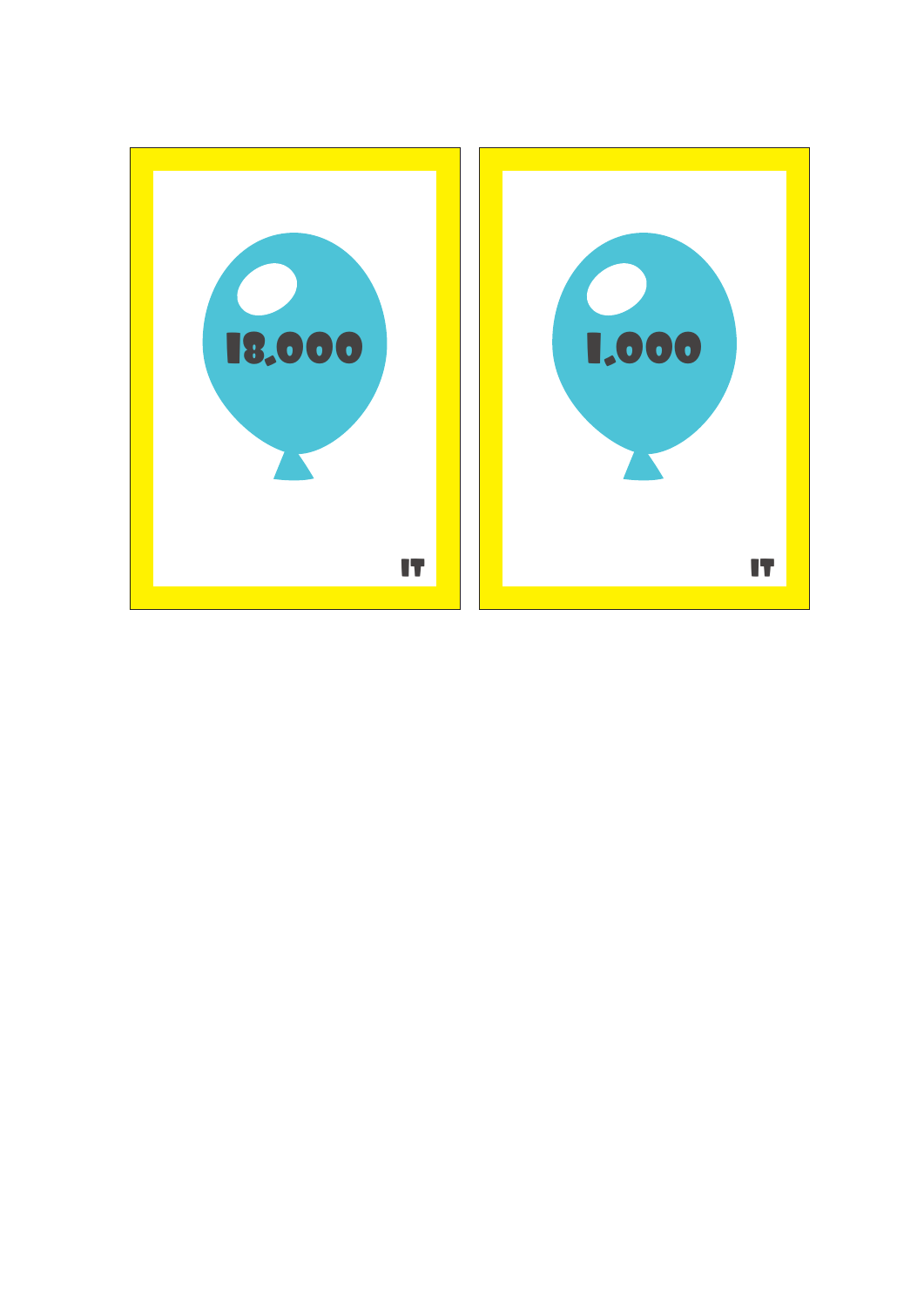18.000

IT

1.000

IT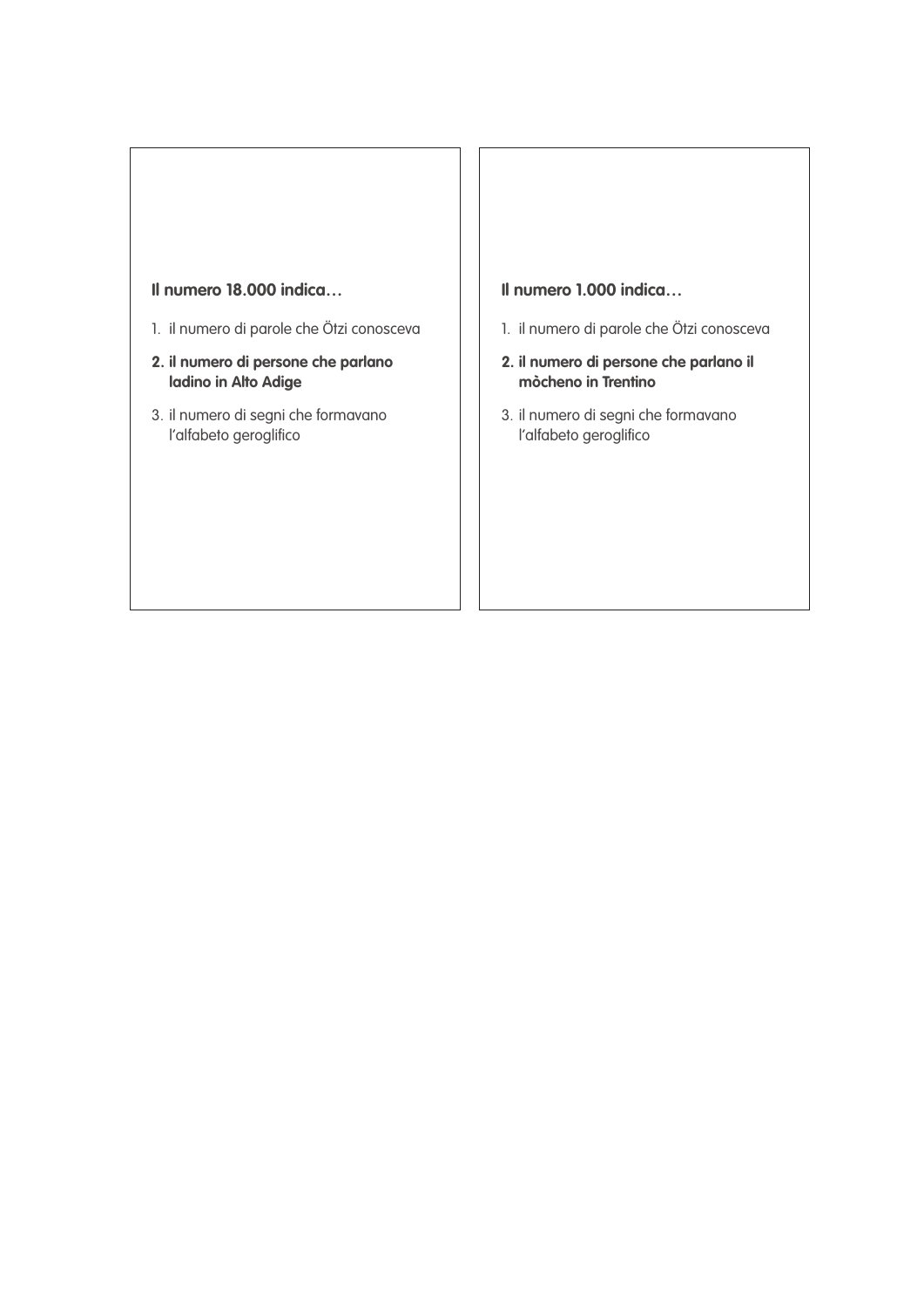**Il numero 18.000 indica…**

1. il numero di parole che Ötzi conosceva
2. **il numero di persone che parlano ladino in Alto Adige**
3. il numero di segni che formavano l'alfabeto geroglifico

**Il numero 1.000 indica…**

1. il numero di parole che Ötzi conosceva
2. **il numero di persone che parlano il mòcheno in Trentino**
3. il numero di segni che formavano l'alfabeto geroglifico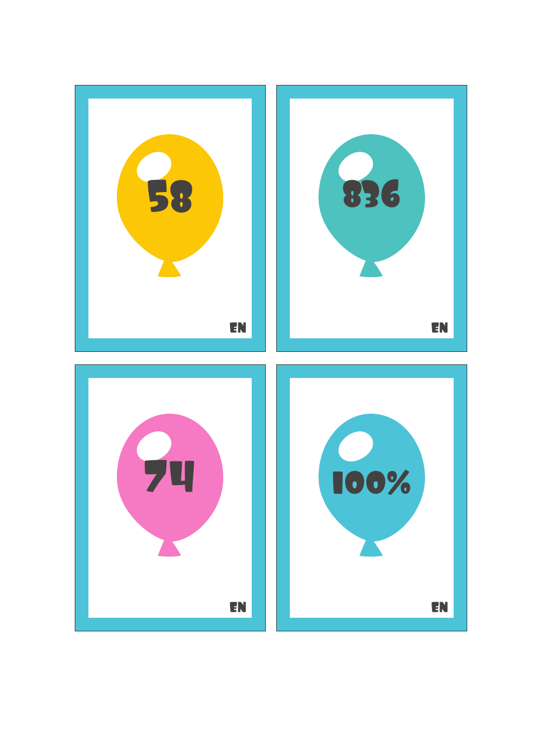58

EN

836

EN

74

EN

100%

EN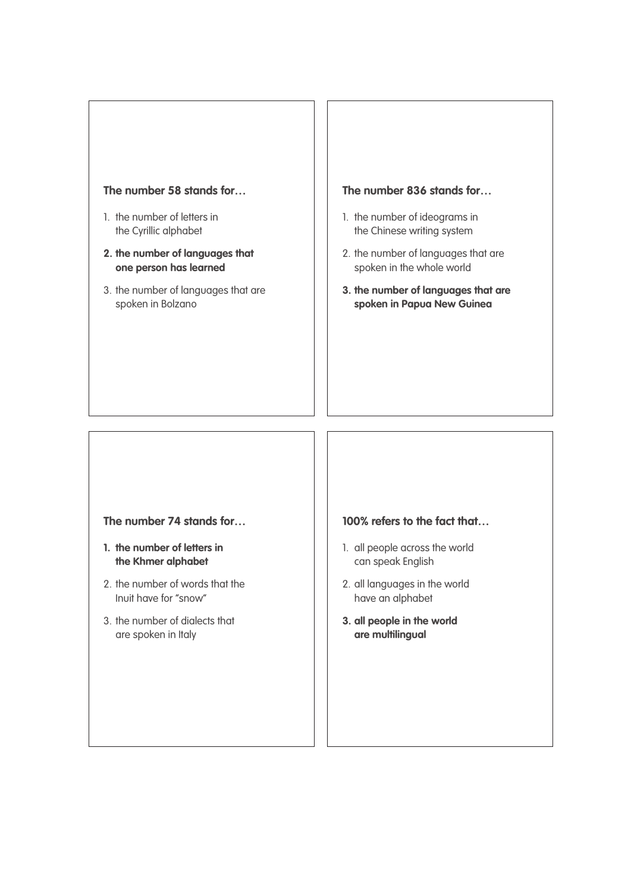**The number 58 stands for…**

1. the number of letters in the Cyrillic alphabet
2. **the number of languages that one person has learned**
3. the number of languages that are spoken in Bolzano

**The number 836 stands for…**

1. the number of ideograms in the Chinese writing system
2. the number of languages that are spoken in the whole world
3. **the number of languages that are spoken in Papua New Guinea**

**The number 74 stands for…**

1. **the number of letters in the Khmer alphabet**
2. the number of words that the Inuit have for "snow"
3. the number of dialects that are spoken in Italy

**100% refers to the fact that…**

1. all people across the world can speak English
2. all languages in the world have an alphabet
3. **all people in the world are multilingual**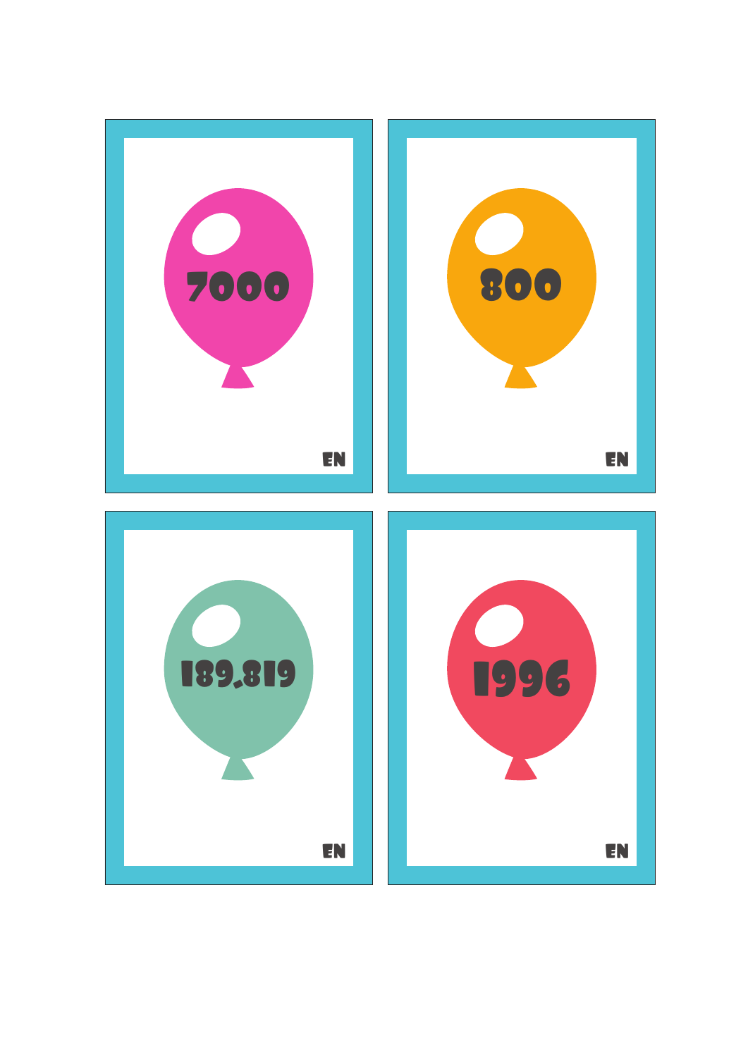7000

EN

800

EN

189,819

EN

1996

EN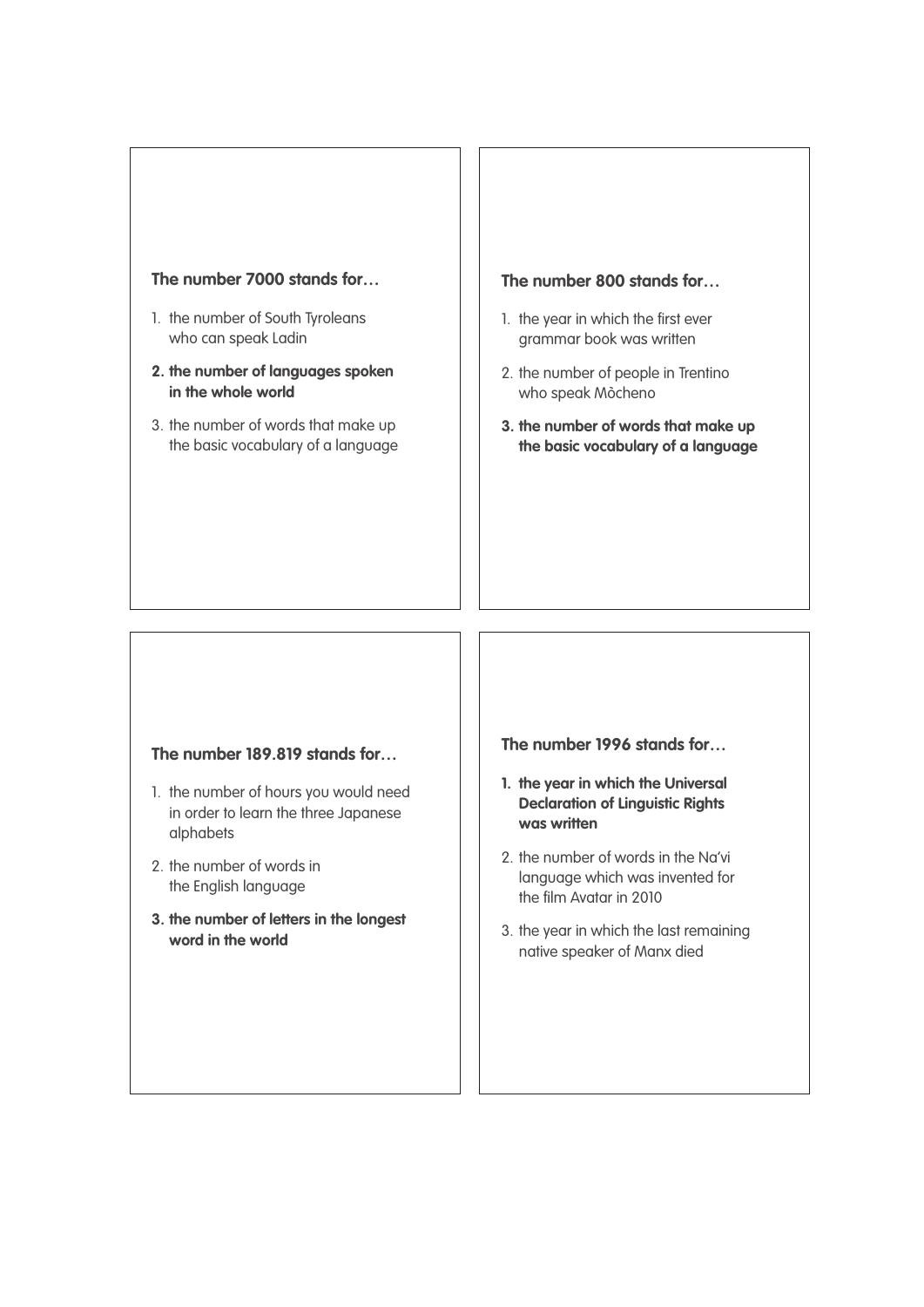**The number 7000 stands for…**

1. the number of South Tyroleans who can speak Ladin
2. **the number of languages spoken in the whole world**
3. the number of words that make up the basic vocabulary of a language

**The number 800 stands for…**

1. the year in which the first ever grammar book was written
2. the number of people in Trentino who speak Mòcheno
3. **the number of words that make up the basic vocabulary of a language**

**The number 189.819 stands for…**

1. the number of hours you would need in order to learn the three Japanese alphabets
2. the number of words in the English language
3. **the number of letters in the longest word in the world**

**The number 1996 stands for…**

1. **the year in which the Universal Declaration of Linguistic Rights was written**
2. the number of words in the Na'vi language which was invented for the film Avatar in 2010
3. the year in which the last remaining native speaker of Manx died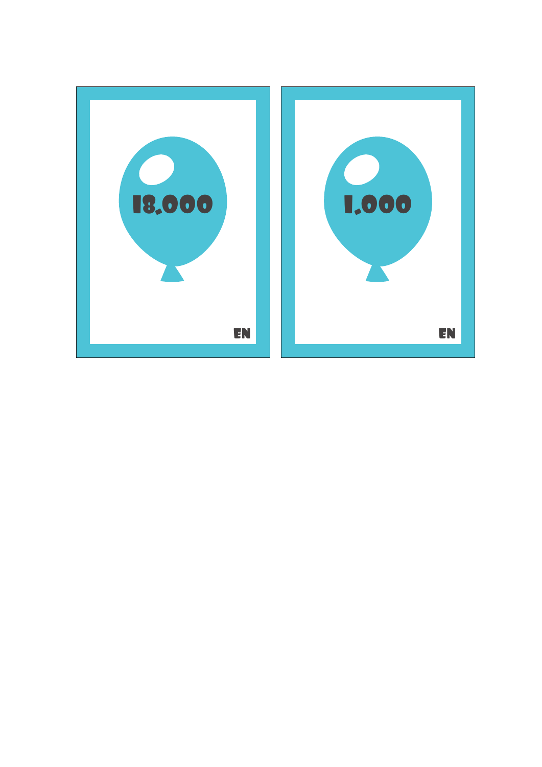18.000

EN

1.000

EN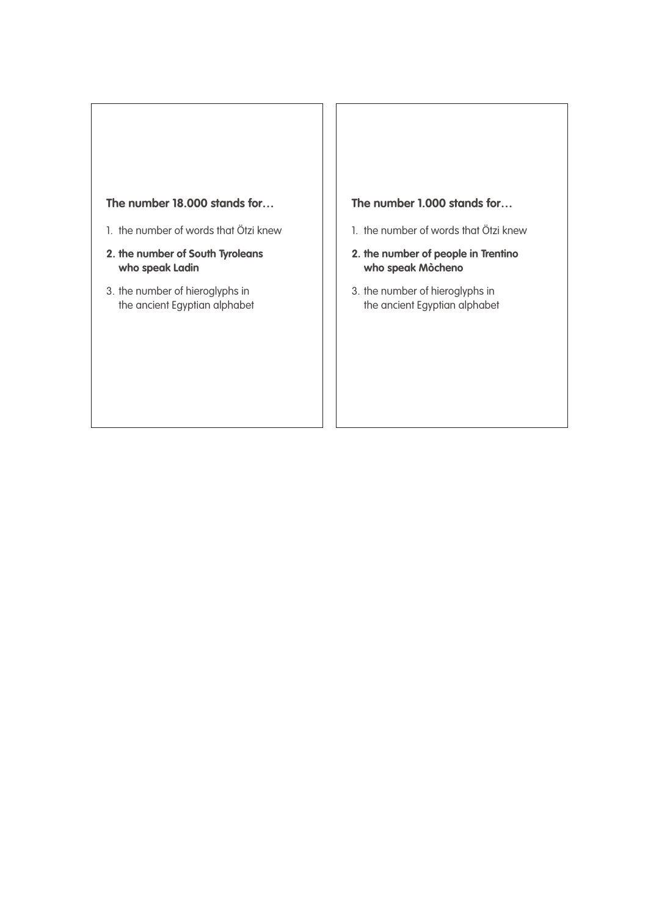**The number 18.000 stands for…**

1. the number of words that Ötzi knew
2. **the number of South Tyroleans who speak Ladin**
3. the number of hieroglyphs in the ancient Egyptian alphabet

**The number 1.000 stands for…**

1. the number of words that Ötzi knew
2. **the number of people in Trentino who speak Mòcheno**
3. the number of hieroglyphs in the ancient Egyptian alphabet